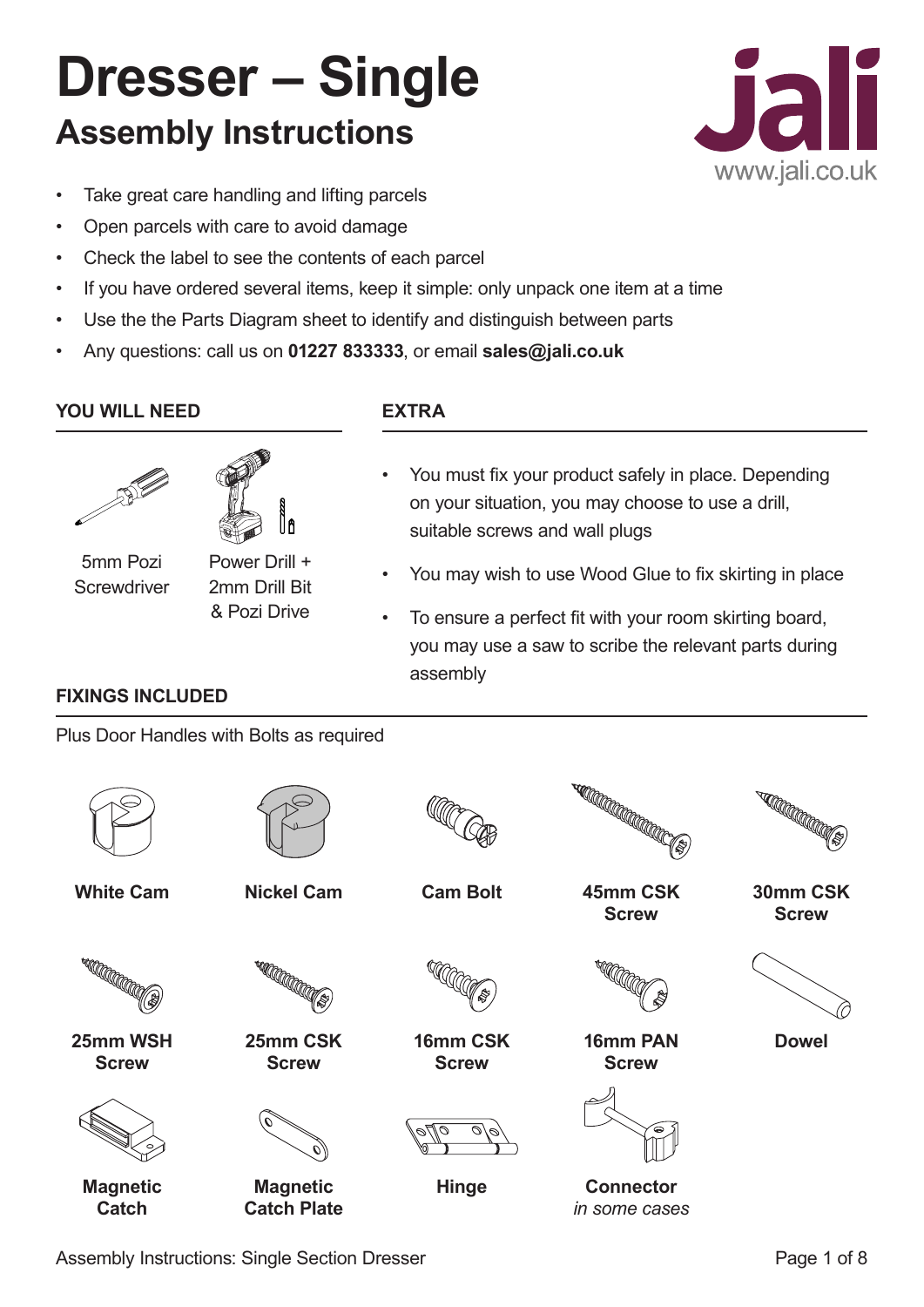# Dresser – Single

## Assembly Instructions

jali
www.jali.co.uk

- Take great care handling and lifting parcels
- Open parcels with care to avoid damage
- Check the label to see the contents of each parcel
- If you have ordered several items, keep it simple: only unpack one item at a time
- Use the the Parts Diagram sheet to identify and distinguish between parts
- Any questions: call us on **01227 833333**, or email **sales@jali.co.uk**

### YOU WILL NEED

5mm Pozi Screwdriver

Power Drill + 2mm Drill Bit & Pozi Drive

### EXTRA

- You must fix your product safely in place. Depending on your situation, you may choose to use a drill, suitable screws and wall plugs
- You may wish to use Wood Glue to fix skirting in place
- To ensure a perfect fit with your room skirting board, you may use a saw to scribe the relevant parts during assembly

### FIXINGS INCLUDED

Plus Door Handles with Bolts as required

**White Cam**

**Nickel Cam**

**Cam Bolt**

**45mm CSK Screw**

**30mm CSK Screw**

**25mm WSH Screw**

**25mm CSK Screw**

**16mm CSK Screw**

**16mm PAN Screw**

**Dowel**

**Magnetic Catch**

**Magnetic Catch Plate**

**Hinge**

**Connector** *in some cases*

Assembly Instructions: Single Section Dresser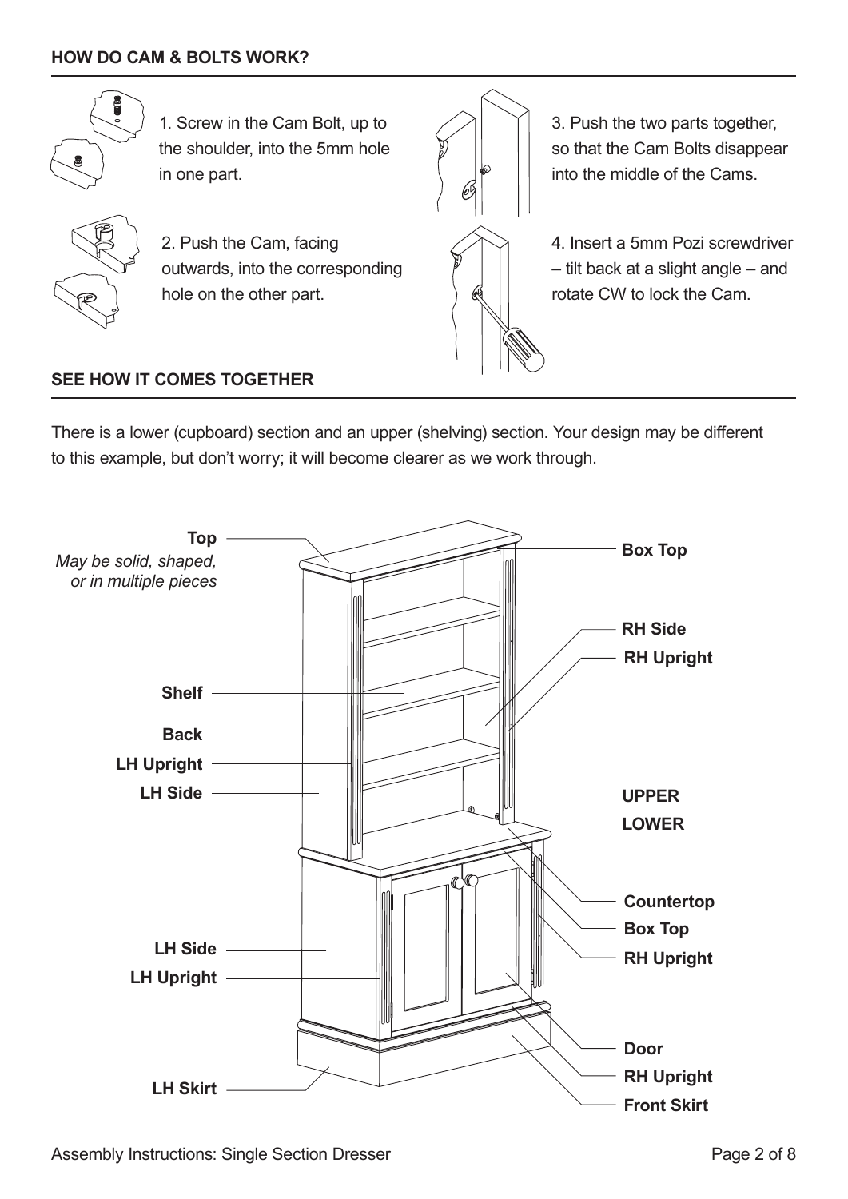## HOW DO CAM & BOLTS WORK?

1. Screw in the Cam Bolt, up to the shoulder, into the 5mm hole in one part.

2. Push the Cam, facing outwards, into the corresponding hole on the other part.

3. Push the two parts together, so that the Cam Bolts disappear into the middle of the Cams.

4. Insert a 5mm Pozi screwdriver – tilt back at a slight angle – and rotate CW to lock the Cam.

## SEE HOW IT COMES TOGETHER

There is a lower (cupboard) section and an upper (shelving) section. Your design may be different to this example, but don't worry; it will become clearer as we work through.

**Top**
*May be solid, shaped, or in multiple pieces*

**Shelf**

**Back**

**LH Upright**

**LH Side**

**LH Side**

**LH Upright**

**LH Skirt**

**Box Top**

**RH Side**

**RH Upright**

**UPPER**

**LOWER**

**Countertop**

**Box Top**

**RH Upright**

**Door**

**RH Upright**

**Front Skirt**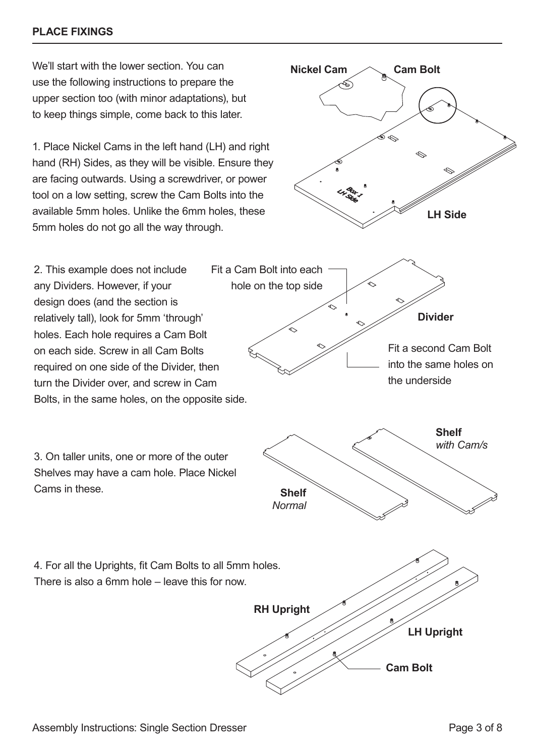## PLACE FIXINGS

We'll start with the lower section. You can use the following instructions to prepare the upper section too (with minor adaptations), but to keep things simple, come back to this later.

1. Place Nickel Cams in the left hand (LH) and right hand (RH) Sides, as they will be visible. Ensure they are facing outwards. Using a screwdriver, or power tool on a low setting, screw the Cam Bolts into the available 5mm holes. Unlike the 6mm holes, these 5mm holes do not go all the way through.

Nickel Cam

Cam Bolt

LH Side

2. This example does not include any Dividers. However, if your design does (and the section is relatively tall), look for 5mm 'through' holes. Each hole requires a Cam Bolt on each side. Screw in all Cam Bolts required on one side of the Divider, then turn the Divider over, and screw in Cam Bolts, in the same holes, on the opposite side.

Fit a Cam Bolt into each hole on the top side

Divider

Fit a second Cam Bolt into the same holes on the underside

3. On taller units, one or more of the outer Shelves may have a cam hole. Place Nickel Cams in these.

**Shelf** *with Cam/s*

**Shelf** *Normal*

4. For all the Uprights, fit Cam Bolts to all 5mm holes. There is also a 6mm hole – leave this for now.

RH Upright

LH Upright

Cam Bolt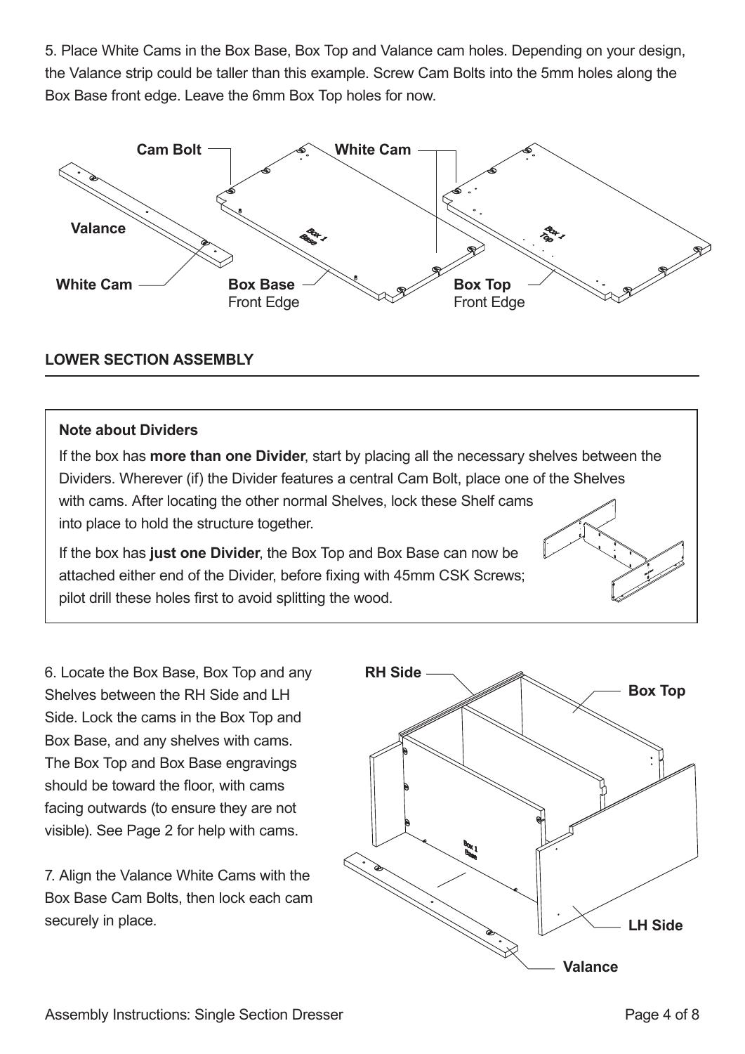5. Place White Cams in the Box Base, Box Top and Valance cam holes. Depending on your design, the Valance strip could be taller than this example. Screw Cam Bolts into the 5mm holes along the Box Base front edge. Leave the 6mm Box Top holes for now.

## LOWER SECTION ASSEMBLY

**Note about Dividers**

If the box has **more than one Divider**, start by placing all the necessary shelves between the Dividers. Wherever (if) the Divider features a central Cam Bolt, place one of the Shelves with cams. After locating the other normal Shelves, lock these Shelf cams into place to hold the structure together.

If the box has **just one Divider**, the Box Top and Box Base can now be attached either end of the Divider, before fixing with 45mm CSK Screws; pilot drill these holes first to avoid splitting the wood.

6. Locate the Box Base, Box Top and any Shelves between the RH Side and LH Side. Lock the cams in the Box Top and Box Base, and any shelves with cams. The Box Top and Box Base engravings should be toward the floor, with cams facing outwards (to ensure they are not visible). See Page 2 for help with cams.

7. Align the Valance White Cams with the Box Base Cam Bolts, then lock each cam securely in place.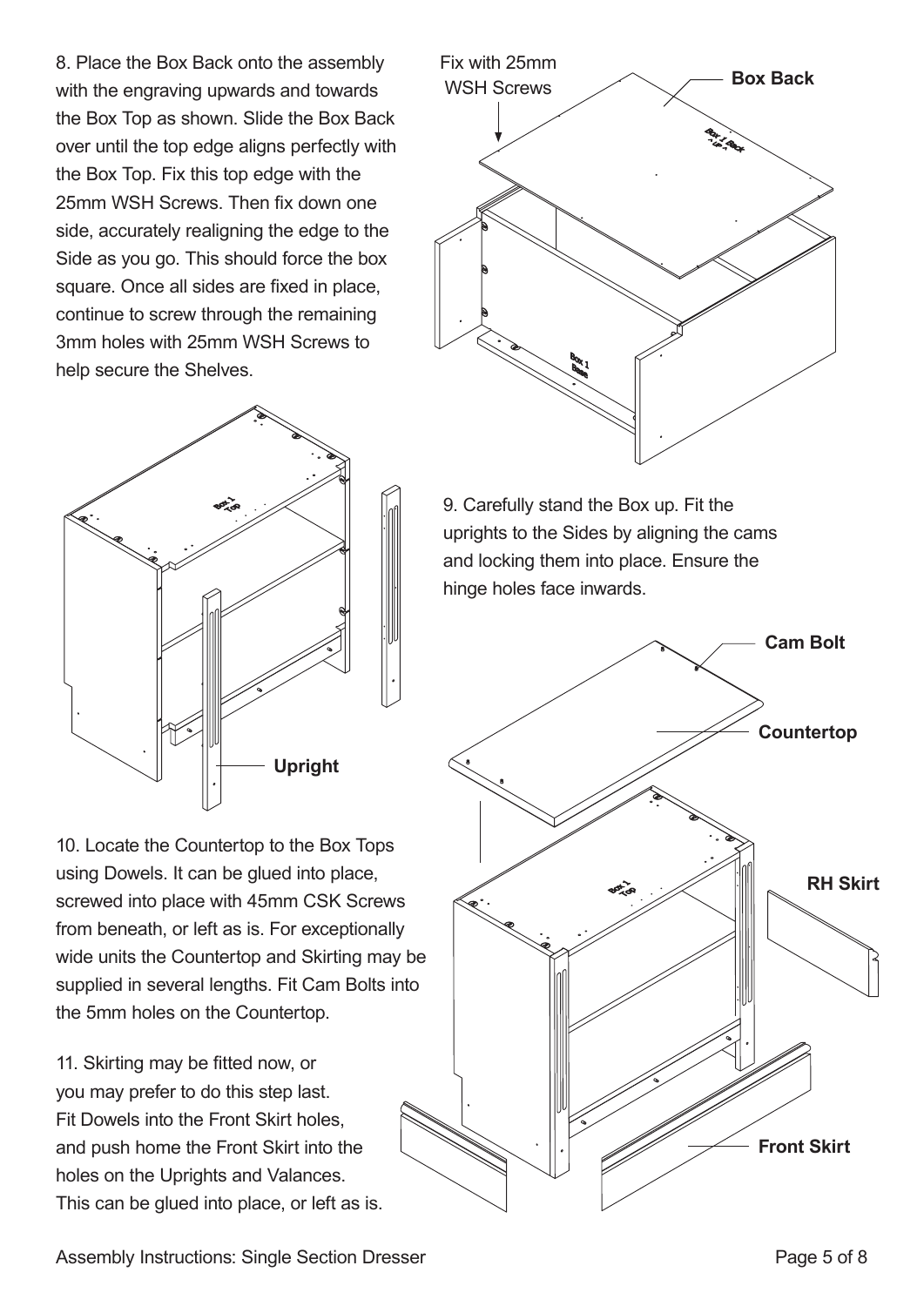8. Place the Box Back onto the assembly with the engraving upwards and towards the Box Top as shown. Slide the Box Back over until the top edge aligns perfectly with the Box Top. Fix this top edge with the 25mm WSH Screws. Then fix down one side, accurately realigning the edge to the Side as you go. This should force the box square. Once all sides are fixed in place, continue to screw through the remaining 3mm holes with 25mm WSH Screws to help secure the Shelves.

Fix with 25mm WSH Screws

**Box Back**

9. Carefully stand the Box up. Fit the uprights to the Sides by aligning the cams and locking them into place. Ensure the hinge holes face inwards.

**Upright**

10. Locate the Countertop to the Box Tops using Dowels. It can be glued into place, screwed into place with 45mm CSK Screws from beneath, or left as is. For exceptionally wide units the Countertop and Skirting may be supplied in several lengths. Fit Cam Bolts into the 5mm holes on the Countertop.

11. Skirting may be fitted now, or you may prefer to do this step last. Fit Dowels into the Front Skirt holes, and push home the Front Skirt into the holes on the Uprights and Valances. This can be glued into place, or left as is.

**Cam Bolt**

**Countertop**

**RH Skirt**

**Front Skirt**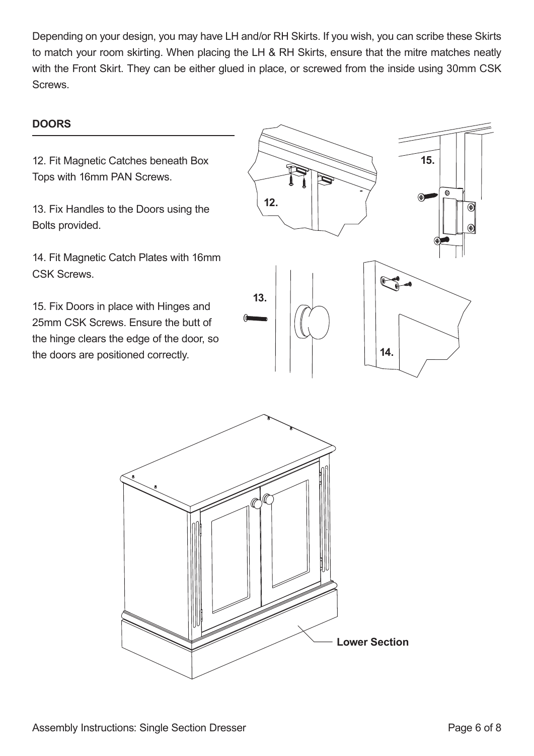Depending on your design, you may have LH and/or RH Skirts. If you wish, you can scribe these Skirts to match your room skirting. When placing the LH & RH Skirts, ensure that the mitre matches neatly with the Front Skirt. They can be either glued in place, or screwed from the inside using 30mm CSK Screws.

## DOORS

12. Fit Magnetic Catches beneath Box Tops with 16mm PAN Screws.

13. Fix Handles to the Doors using the Bolts provided.

14. Fit Magnetic Catch Plates with 16mm CSK Screws.

15. Fix Doors in place with Hinges and 25mm CSK Screws. Ensure the butt of the hinge clears the edge of the door, so the doors are positioned correctly.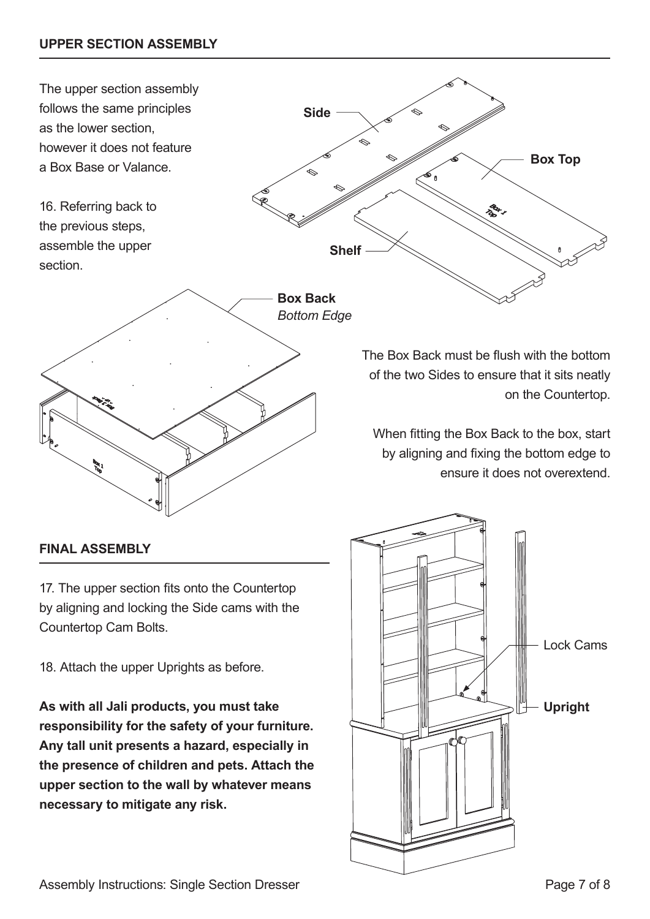## UPPER SECTION ASSEMBLY

The upper section assembly follows the same principles as the lower section, however it does not feature a Box Base or Valance.

16. Referring back to the previous steps, assemble the upper section.

Side

Box Top

Shelf

**Box Back**
*Bottom Edge*

The Box Back must be flush with the bottom of the two Sides to ensure that it sits neatly on the Countertop.

When fitting the Box Back to the box, start by aligning and fixing the bottom edge to ensure it does not overextend.

## FINAL ASSEMBLY

17. The upper section fits onto the Countertop by aligning and locking the Side cams with the Countertop Cam Bolts.

18. Attach the upper Uprights as before.

**As with all Jali products, you must take responsibility for the safety of your furniture. Any tall unit presents a hazard, especially in the presence of children and pets. Attach the upper section to the wall by whatever means necessary to mitigate any risk.**

Lock Cams

**Upright**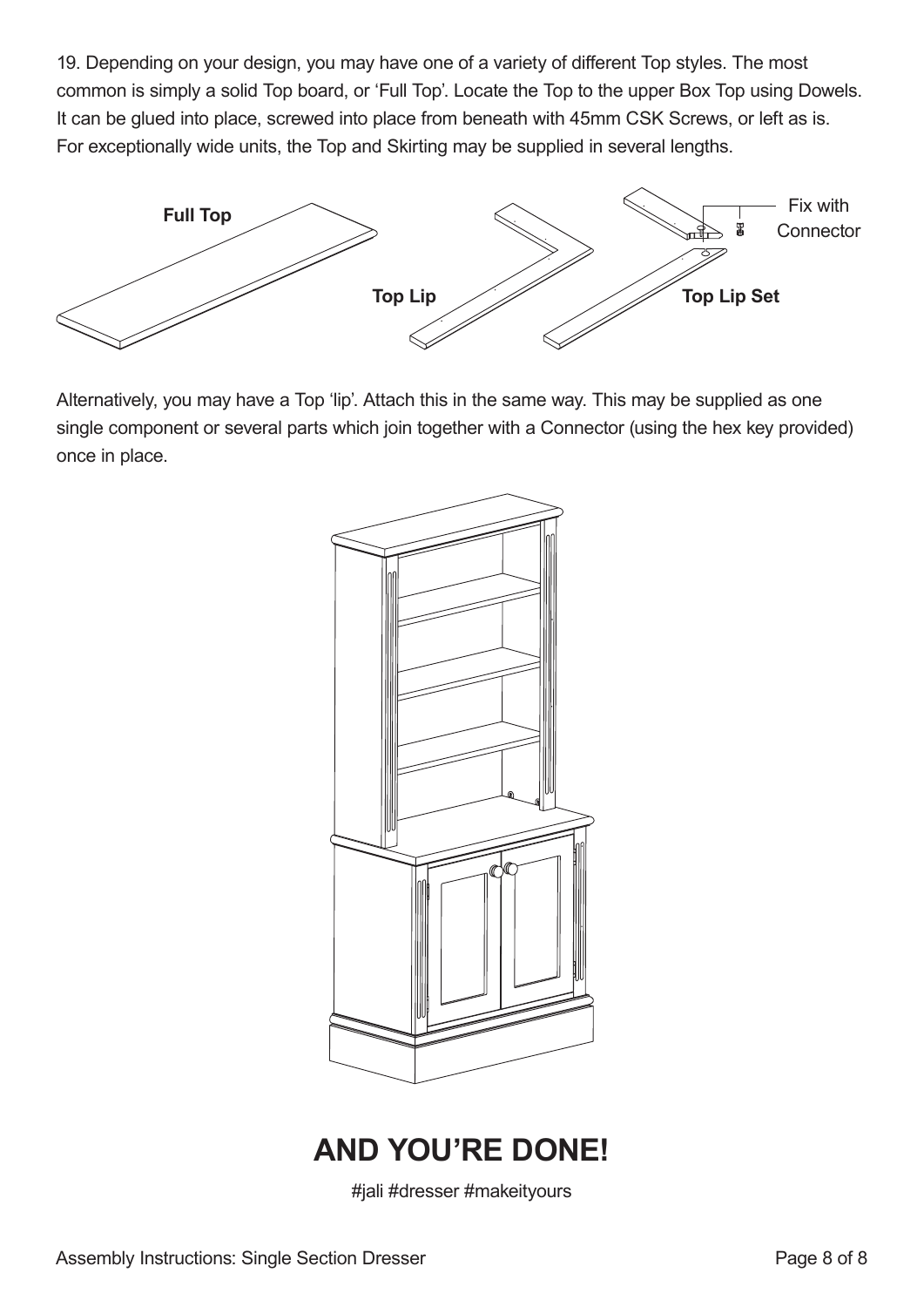19. Depending on your design, you may have one of a variety of different Top styles. The most common is simply a solid Top board, or 'Full Top'. Locate the Top to the upper Box Top using Dowels. It can be glued into place, screwed into place from beneath with 45mm CSK Screws, or left as is. For exceptionally wide units, the Top and Skirting may be supplied in several lengths.

**Full Top**

**Top Lip**

**Top Lip Set**

Fix with Connector

Alternatively, you may have a Top 'lip'. Attach this in the same way. This may be supplied as one single component or several parts which join together with a Connector (using the hex key provided) once in place.

## AND YOU'RE DONE!

#jali #dresser #makeityours